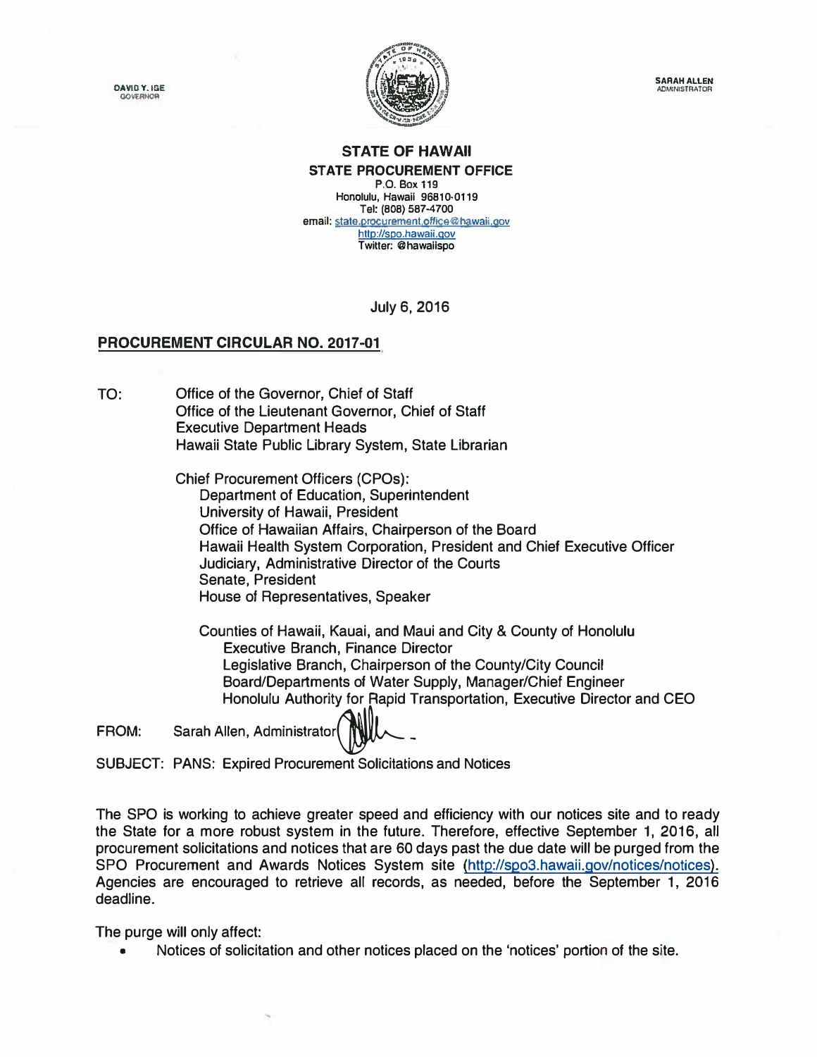DAVID Y. IGE
GOVERNOR

SARAH ALLEN
ADMINISTRATOR

**STATE OF HAWAII**
**STATE PROCUREMENT OFFICE**
P.O. Box 119
Honolulu, Hawaii 96810-0119
Tel: (808) 587-4700
email: state.procurement.office@hawaii.gov
http://spo.hawaii.gov
Twitter: @hawaiispo

July 6, 2016

**PROCUREMENT CIRCULAR NO. 2017-01**

TO: Office of the Governor, Chief of Staff
Office of the Lieutenant Governor, Chief of Staff
Executive Department Heads
Hawaii State Public Library System, State Librarian

Chief Procurement Officers (CPOs):
- Department of Education, Superintendent
- University of Hawaii, President
- Office of Hawaiian Affairs, Chairperson of the Board
- Hawaii Health System Corporation, President and Chief Executive Officer
- Judiciary, Administrative Director of the Courts
- Senate, President
- House of Representatives, Speaker

Counties of Hawaii, Kauai, and Maui and City & County of Honolulu
- Executive Branch, Finance Director
- Legislative Branch, Chairperson of the County/City Council
- Board/Departments of Water Supply, Manager/Chief Engineer
- Honolulu Authority for Rapid Transportation, Executive Director and CEO

FROM: Sarah Allen, Administrator

SUBJECT: PANS: Expired Procurement Solicitations and Notices

The SPO is working to achieve greater speed and efficiency with our notices site and to ready the State for a more robust system in the future. Therefore, effective September 1, 2016, all procurement solicitations and notices that are 60 days past the due date will be purged from the SPO Procurement and Awards Notices System site (http://spo3.hawaii.gov/notices/notices). Agencies are encouraged to retrieve all records, as needed, before the September 1, 2016 deadline.

The purge will only affect:

- Notices of solicitation and other notices placed on the 'notices' portion of the site.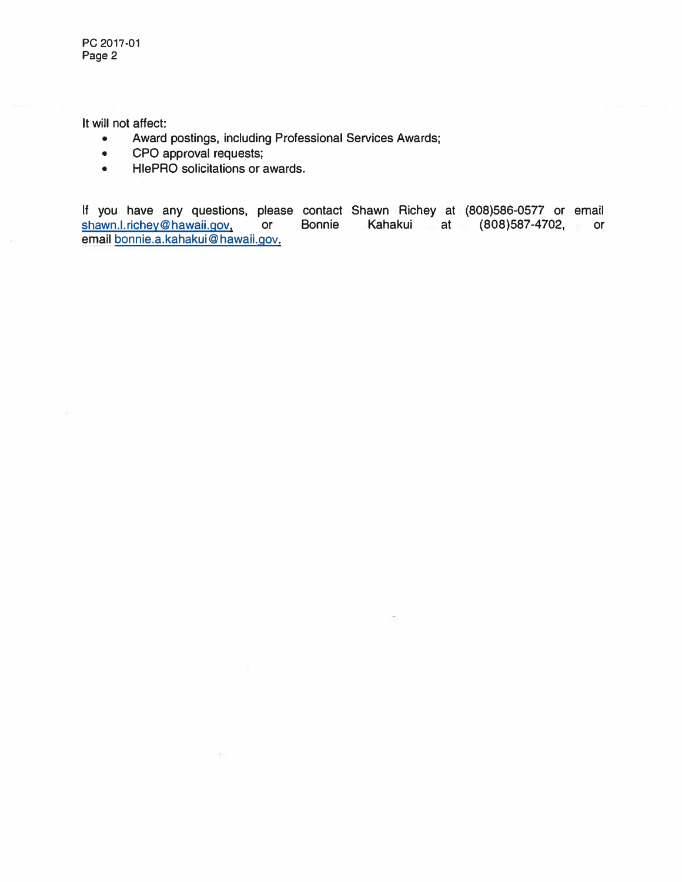It will not affect:

- Award postings, including Professional Services Awards;
- CPO approval requests;
- HIePRO solicitations or awards.

If you have any questions, please contact Shawn Richey at (808)586-0577 or email shawn.l.richey@hawaii.gov, or Bonnie Kahakui at (808)587-4702, or email bonnie.a.kahakui@hawaii.gov.